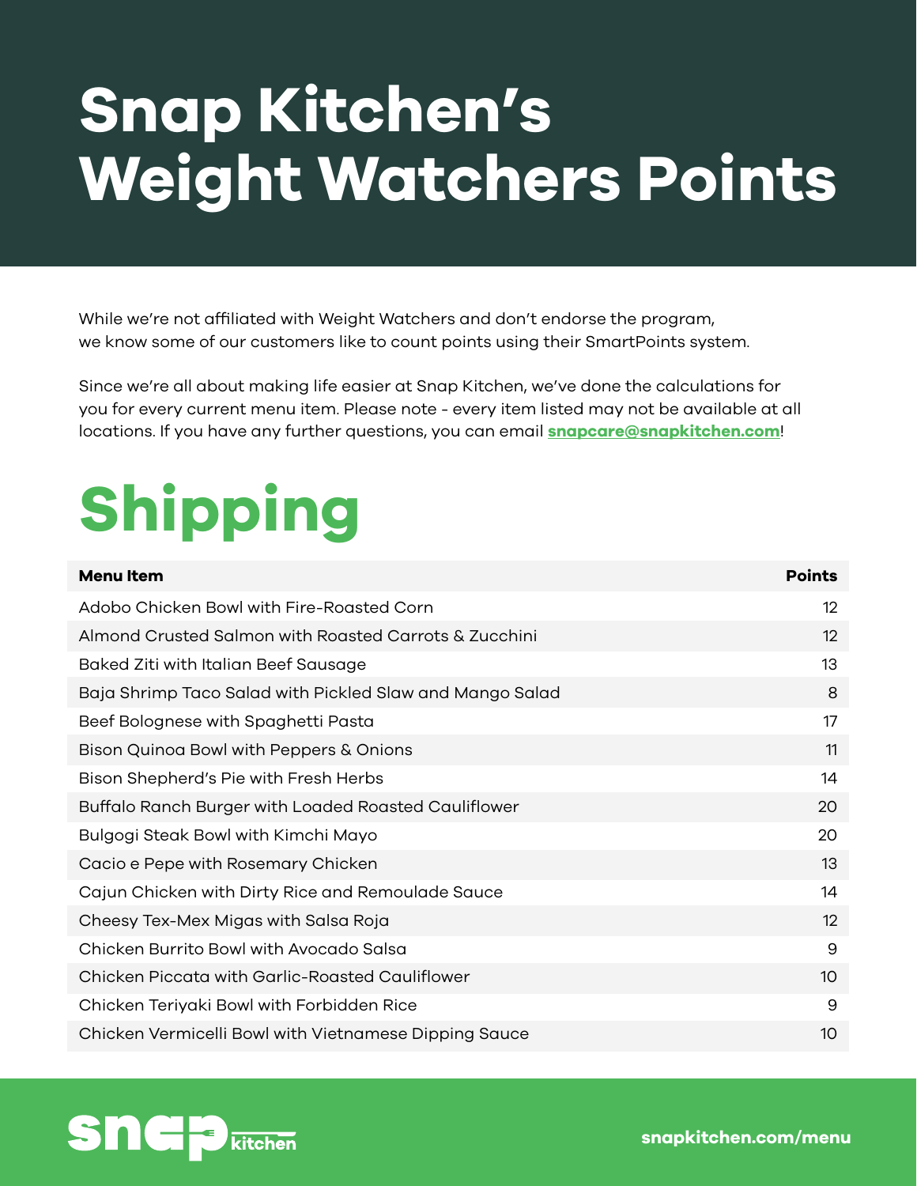# Snap Kitchen's Weight Watchers Points

While we're not affiliated with Weight Watchers and don't endorse the program, we know some of our customers like to count points using their SmartPoints system.

Since we're all about making life easier at Snap Kitchen, we've done the calculations for you for every current menu item. Please note - every item listed may not be available at all locations. If you have any further questions, you can email **snapcare@snapkitchen.com**!

## Shipping

| Menu Item | Points |
|---|---|
| Adobo Chicken Bowl with Fire-Roasted Corn | 12 |
| Almond Crusted Salmon with Roasted Carrots & Zucchini | 12 |
| Baked Ziti with Italian Beef Sausage | 13 |
| Baja Shrimp Taco Salad with Pickled Slaw and Mango Salad | 8 |
| Beef Bolognese with Spaghetti Pasta | 17 |
| Bison Quinoa Bowl with Peppers & Onions | 11 |
| Bison Shepherd's Pie with Fresh Herbs | 14 |
| Buffalo Ranch Burger with Loaded Roasted Cauliflower | 20 |
| Bulgogi Steak Bowl with Kimchi Mayo | 20 |
| Cacio e Pepe with Rosemary Chicken | 13 |
| Cajun Chicken with Dirty Rice and Remoulade Sauce | 14 |
| Cheesy Tex-Mex Migas with Salsa Roja | 12 |
| Chicken Burrito Bowl with Avocado Salsa | 9 |
| Chicken Piccata with Garlic-Roasted Cauliflower | 10 |
| Chicken Teriyaki Bowl with Forbidden Rice | 9 |
| Chicken Vermicelli Bowl with Vietnamese Dipping Sauce | 10 |

snap kitchen

snapkitchen.com/menu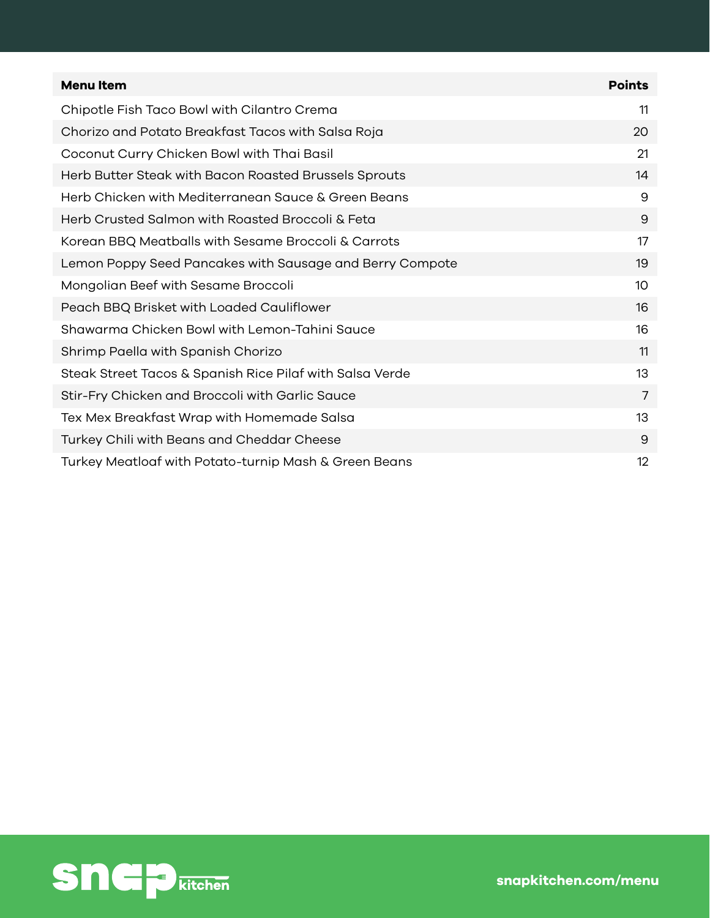| Menu Item | Points |
|---|---|
| Chipotle Fish Taco Bowl with Cilantro Crema | 11 |
| Chorizo and Potato Breakfast Tacos with Salsa Roja | 20 |
| Coconut Curry Chicken Bowl with Thai Basil | 21 |
| Herb Butter Steak with Bacon Roasted Brussels Sprouts | 14 |
| Herb Chicken with Mediterranean Sauce & Green Beans | 9 |
| Herb Crusted Salmon with Roasted Broccoli & Feta | 9 |
| Korean BBQ Meatballs with Sesame Broccoli & Carrots | 17 |
| Lemon Poppy Seed Pancakes with Sausage and Berry Compote | 19 |
| Mongolian Beef with Sesame Broccoli | 10 |
| Peach BBQ Brisket with Loaded Cauliflower | 16 |
| Shawarma Chicken Bowl with Lemon-Tahini Sauce | 16 |
| Shrimp Paella with Spanish Chorizo | 11 |
| Steak Street Tacos & Spanish Rice Pilaf with Salsa Verde | 13 |
| Stir-Fry Chicken and Broccoli with Garlic Sauce | 7 |
| Tex Mex Breakfast Wrap with Homemade Salsa | 13 |
| Turkey Chili with Beans and Cheddar Cheese | 9 |
| Turkey Meatloaf with Potato-turnip Mash & Green Beans | 12 |

snap kitchen

snapkitchen.com/menu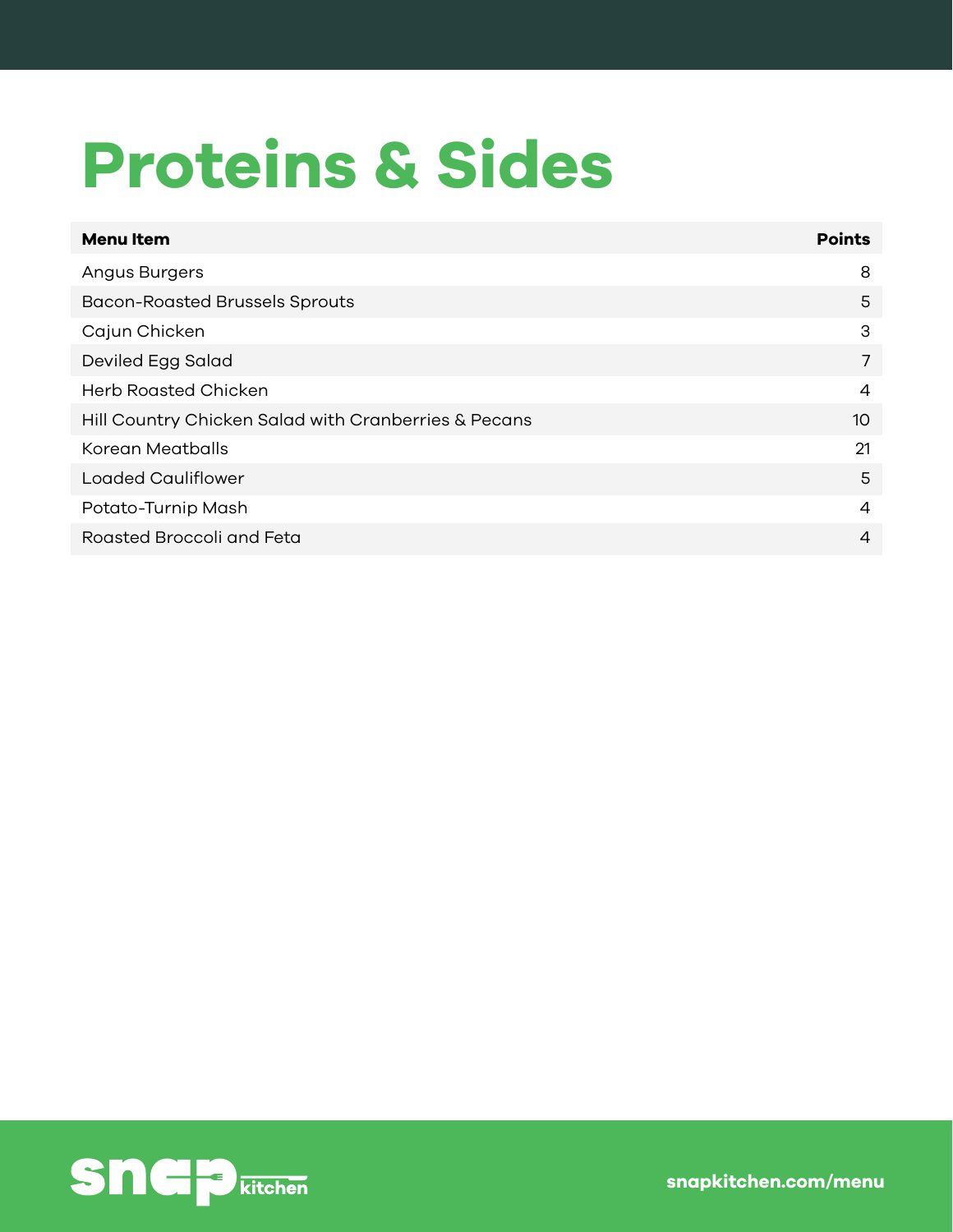# Proteins & Sides

| Menu Item | Points |
|---|---|
| Angus Burgers | 8 |
| Bacon-Roasted Brussels Sprouts | 5 |
| Cajun Chicken | 3 |
| Deviled Egg Salad | 7 |
| Herb Roasted Chicken | 4 |
| Hill Country Chicken Salad with Cranberries & Pecans | 10 |
| Korean Meatballs | 21 |
| Loaded Cauliflower | 5 |
| Potato-Turnip Mash | 4 |
| Roasted Broccoli and Feta | 4 |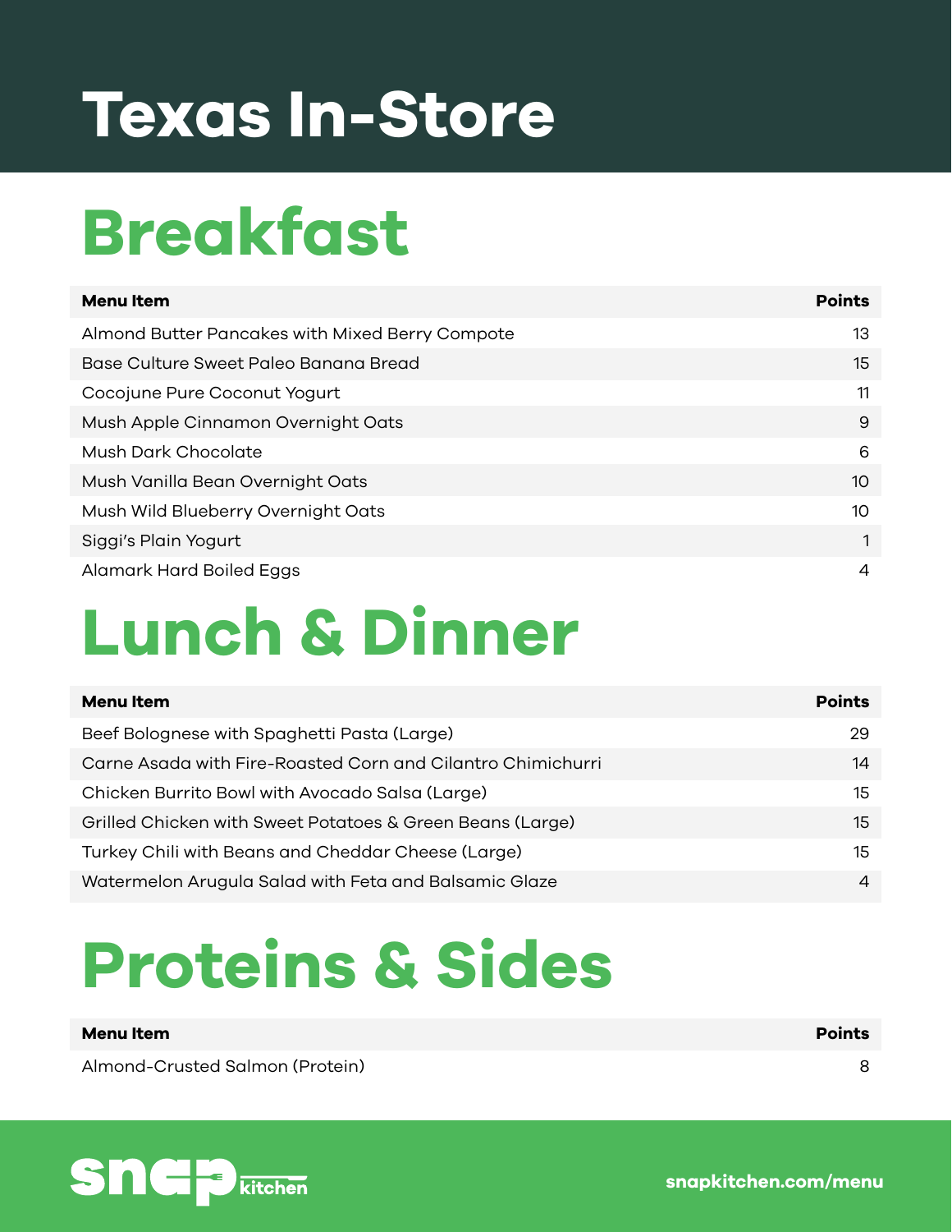# Texas In-Store

## Breakfast

| Menu Item | Points |
|---|---|
| Almond Butter Pancakes with Mixed Berry Compote | 13 |
| Base Culture Sweet Paleo Banana Bread | 15 |
| Cocojune Pure Coconut Yogurt | 11 |
| Mush Apple Cinnamon Overnight Oats | 9 |
| Mush Dark Chocolate | 6 |
| Mush Vanilla Bean Overnight Oats | 10 |
| Mush Wild Blueberry Overnight Oats | 10 |
| Siggi's Plain Yogurt | 1 |
| Alamark Hard Boiled Eggs | 4 |

## Lunch & Dinner

| Menu Item | Points |
|---|---|
| Beef Bolognese with Spaghetti Pasta (Large) | 29 |
| Carne Asada with Fire-Roasted Corn and Cilantro Chimichurri | 14 |
| Chicken Burrito Bowl with Avocado Salsa (Large) | 15 |
| Grilled Chicken with Sweet Potatoes & Green Beans (Large) | 15 |
| Turkey Chili with Beans and Cheddar Cheese (Large) | 15 |
| Watermelon Arugula Salad with Feta and Balsamic Glaze | 4 |

## Proteins & Sides

| Menu Item | Points |
|---|---|
| Almond-Crusted Salmon (Protein) | 8 |

snap kitchen

snapkitchen.com/menu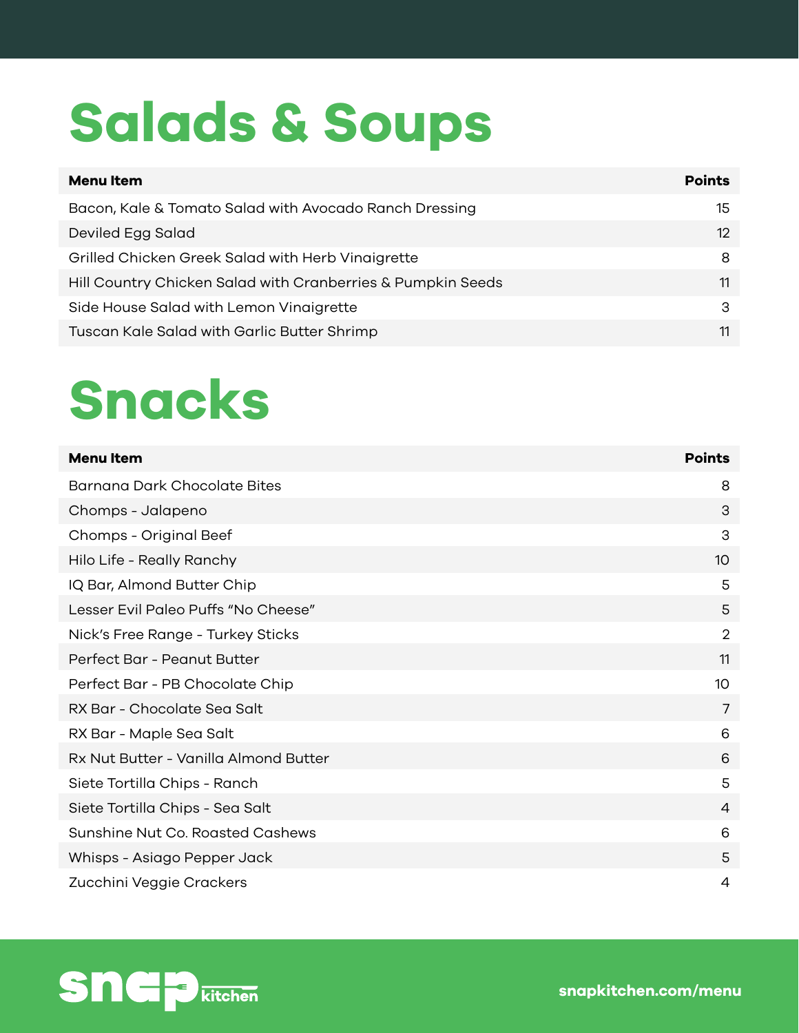# Salads & Soups

| Menu Item | Points |
|---|---|
| Bacon, Kale & Tomato Salad with Avocado Ranch Dressing | 15 |
| Deviled Egg Salad | 12 |
| Grilled Chicken Greek Salad with Herb Vinaigrette | 8 |
| Hill Country Chicken Salad with Cranberries & Pumpkin Seeds | 11 |
| Side House Salad with Lemon Vinaigrette | 3 |
| Tuscan Kale Salad with Garlic Butter Shrimp | 11 |

# Snacks

| Menu Item | Points |
|---|---|
| Barnana Dark Chocolate Bites | 8 |
| Chomps - Jalapeno | 3 |
| Chomps - Original Beef | 3 |
| Hilo Life - Really Ranchy | 10 |
| IQ Bar, Almond Butter Chip | 5 |
| Lesser Evil Paleo Puffs "No Cheese" | 5 |
| Nick's Free Range - Turkey Sticks | 2 |
| Perfect Bar - Peanut Butter | 11 |
| Perfect Bar - PB Chocolate Chip | 10 |
| RX Bar - Chocolate Sea Salt | 7 |
| RX Bar - Maple Sea Salt | 6 |
| Rx Nut Butter - Vanilla Almond Butter | 6 |
| Siete Tortilla Chips - Ranch | 5 |
| Siete Tortilla Chips - Sea Salt | 4 |
| Sunshine Nut Co. Roasted Cashews | 6 |
| Whisps - Asiago Pepper Jack | 5 |
| Zucchini Veggie Crackers | 4 |

snap kitchen

snapkitchen.com/menu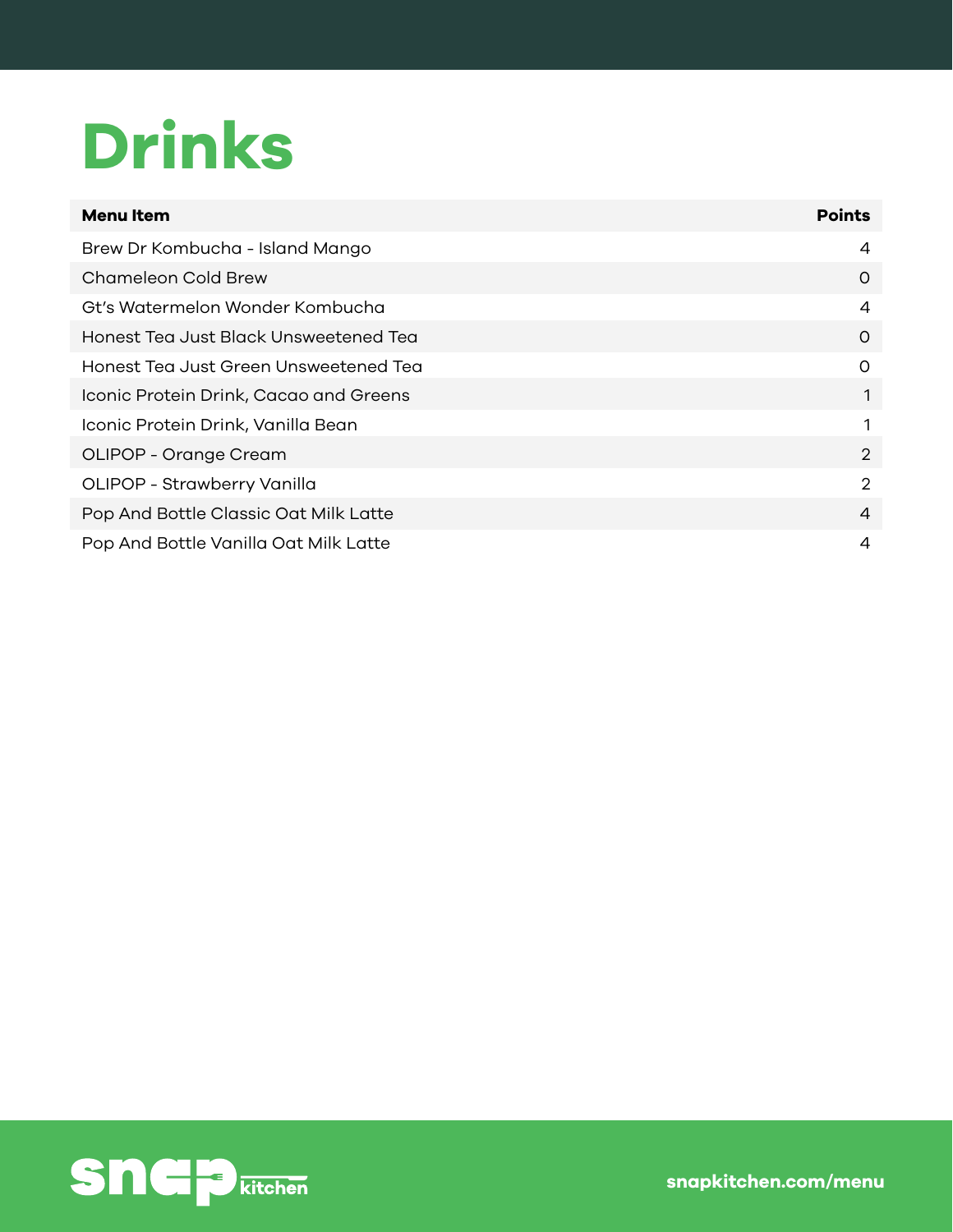# Drinks

| Menu Item | Points |
|---|---|
| Brew Dr Kombucha - Island Mango | 4 |
| Chameleon Cold Brew | 0 |
| Gt's Watermelon Wonder Kombucha | 4 |
| Honest Tea Just Black Unsweetened Tea | 0 |
| Honest Tea Just Green Unsweetened Tea | 0 |
| Iconic Protein Drink, Cacao and Greens | 1 |
| Iconic Protein Drink, Vanilla Bean | 1 |
| OLIPOP - Orange Cream | 2 |
| OLIPOP - Strawberry Vanilla | 2 |
| Pop And Bottle Classic Oat Milk Latte | 4 |
| Pop And Bottle Vanilla Oat Milk Latte | 4 |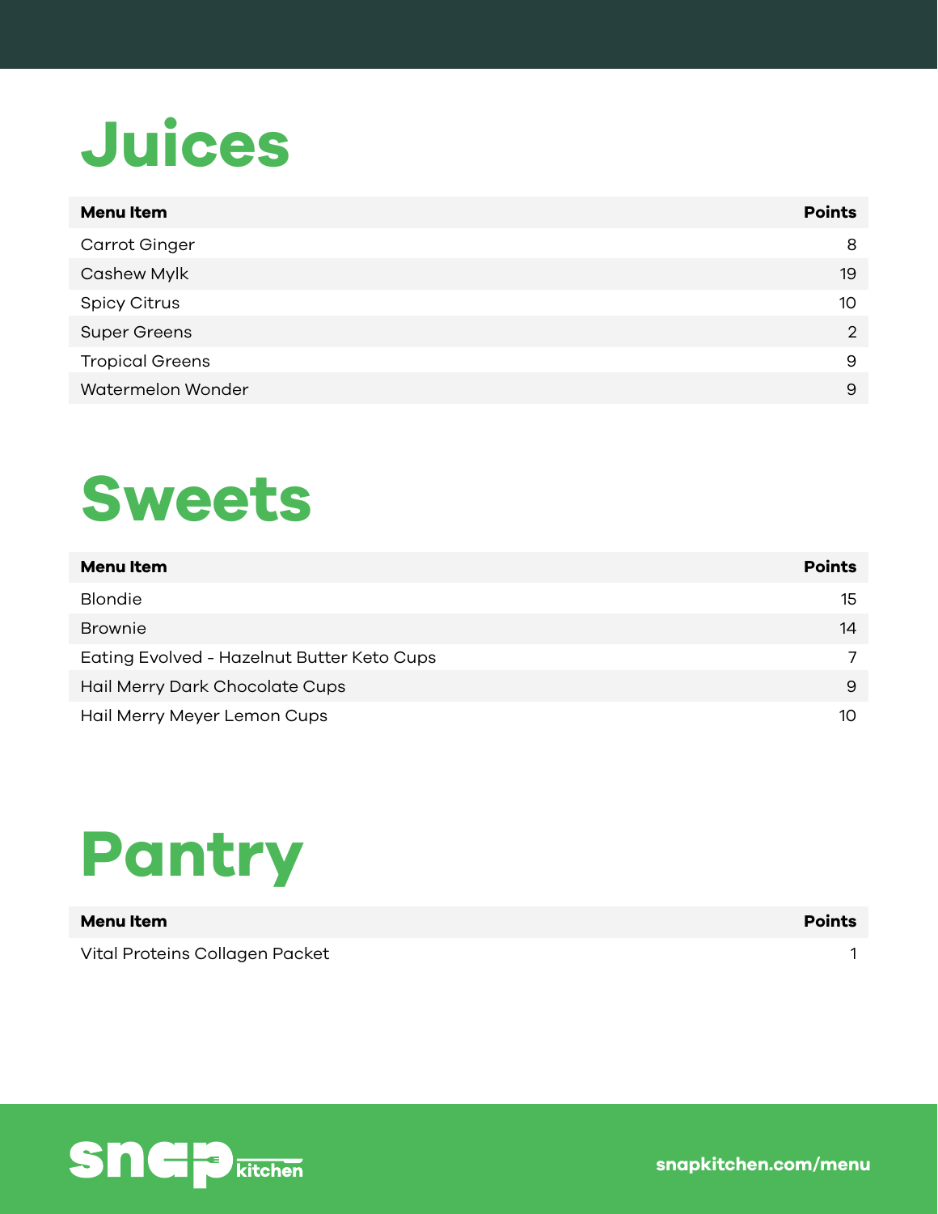# Juices

| Menu Item | Points |
|---|---|
| Carrot Ginger | 8 |
| Cashew Mylk | 19 |
| Spicy Citrus | 10 |
| Super Greens | 2 |
| Tropical Greens | 9 |
| Watermelon Wonder | 9 |

# Sweets

| Menu Item | Points |
|---|---|
| Blondie | 15 |
| Brownie | 14 |
| Eating Evolved - Hazelnut Butter Keto Cups | 7 |
| Hail Merry Dark Chocolate Cups | 9 |
| Hail Merry Meyer Lemon Cups | 10 |

# Pantry

| Menu Item | Points |
|---|---|
| Vital Proteins Collagen Packet | 1 |